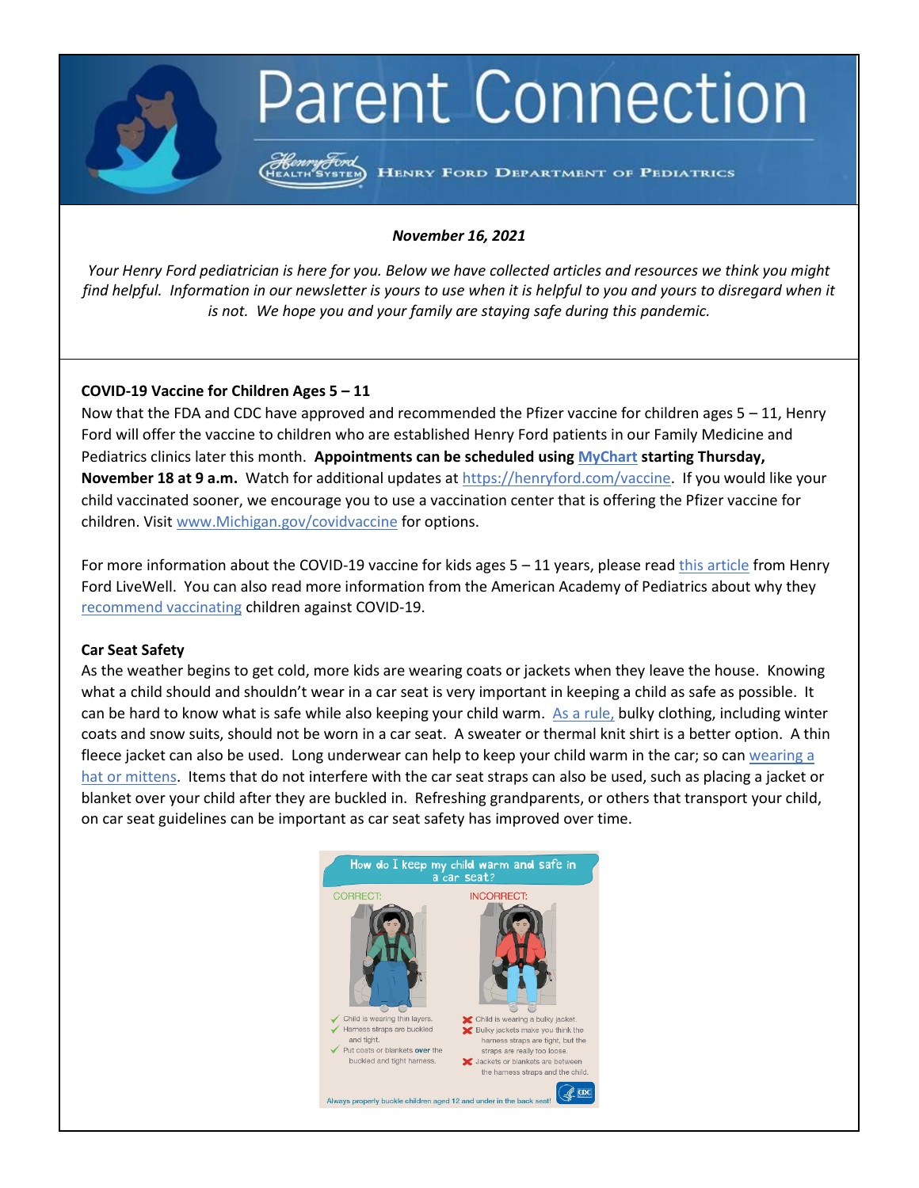# Parent Connection

Henry Ford Health System — HENRY FORD DEPARTMENT OF PEDIATRICS

***November 16, 2021***

*Your Henry Ford pediatrician is here for you. Below we have collected articles and resources we think you might find helpful. Information in our newsletter is yours to use when it is helpful to you and yours to disregard when it is not. We hope you and your family are staying safe during this pandemic.*

**COVID-19 Vaccine for Children Ages 5 – 11**

Now that the FDA and CDC have approved and recommended the Pfizer vaccine for children ages 5 – 11, Henry Ford will offer the vaccine to children who are established Henry Ford patients in our Family Medicine and Pediatrics clinics later this month. **Appointments can be scheduled using MyChart starting Thursday, November 18 at 9 a.m.** Watch for additional updates at https://henryford.com/vaccine. If you would like your child vaccinated sooner, we encourage you to use a vaccination center that is offering the Pfizer vaccine for children. Visit www.Michigan.gov/covidvaccine for options.

For more information about the COVID-19 vaccine for kids ages 5 – 11 years, please read this article from Henry Ford LiveWell. You can also read more information from the American Academy of Pediatrics about why they recommend vaccinating children against COVID-19.

**Car Seat Safety**

As the weather begins to get cold, more kids are wearing coats or jackets when they leave the house. Knowing what a child should and shouldn't wear in a car seat is very important in keeping a child as safe as possible. It can be hard to know what is safe while also keeping your child warm. As a rule, bulky clothing, including winter coats and snow suits, should not be worn in a car seat. A sweater or thermal knit shirt is a better option. A thin fleece jacket can also be used. Long underwear can help to keep your child warm in the car; so can wearing a hat or mittens. Items that do not interfere with the car seat straps can also be used, such as placing a jacket or blanket over your child after they are buckled in. Refreshing grandparents, or others that transport your child, on car seat guidelines can be important as car seat safety has improved over time.

**How do I keep my child warm and safe in a car seat?**

CORRECT:
- ✓ Child is wearing thin layers.
- ✓ Harness straps are buckled and tight.
- ✓ Put coats or blankets **over** the buckled and tight harness.

INCORRECT:
- ✗ Child is wearing a bulky jacket.
- ✗ Bulky jackets make you think the harness straps are tight, but the straps are really too loose.
- ✗ Jackets or blankets are between the harness straps and the child.

Always properly buckle children aged 12 and under in the back seat! — CDC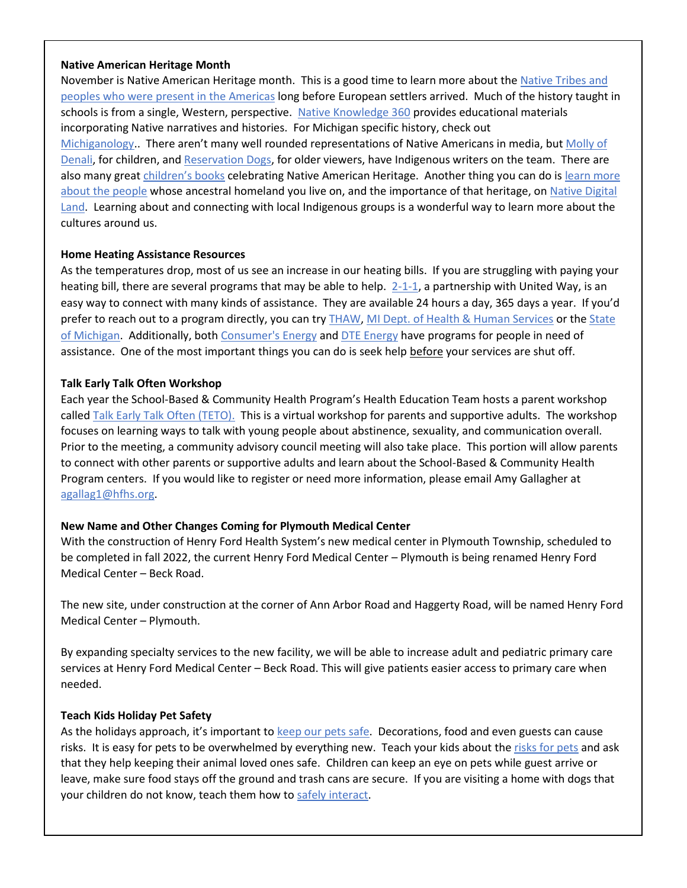**Native American Heritage Month**

November is Native American Heritage month. This is a good time to learn more about the Native Tribes and peoples who were present in the Americas long before European settlers arrived. Much of the history taught in schools is from a single, Western, perspective. Native Knowledge 360 provides educational materials incorporating Native narratives and histories. For Michigan specific history, check out Michiganology.. There aren't many well rounded representations of Native Americans in media, but Molly of Denali, for children, and Reservation Dogs, for older viewers, have Indigenous writers on the team. There are also many great children's books celebrating Native American Heritage. Another thing you can do is learn more about the people whose ancestral homeland you live on, and the importance of that heritage, on Native Digital Land. Learning about and connecting with local Indigenous groups is a wonderful way to learn more about the cultures around us.

**Home Heating Assistance Resources**

As the temperatures drop, most of us see an increase in our heating bills. If you are struggling with paying your heating bill, there are several programs that may be able to help. 2-1-1, a partnership with United Way, is an easy way to connect with many kinds of assistance. They are available 24 hours a day, 365 days a year. If you'd prefer to reach out to a program directly, you can try THAW, MI Dept. of Health & Human Services or the State of Michigan. Additionally, both Consumer's Energy and DTE Energy have programs for people in need of assistance. One of the most important things you can do is seek help before your services are shut off.

**Talk Early Talk Often Workshop**

Each year the School-Based & Community Health Program's Health Education Team hosts a parent workshop called Talk Early Talk Often (TETO). This is a virtual workshop for parents and supportive adults. The workshop focuses on learning ways to talk with young people about abstinence, sexuality, and communication overall. Prior to the meeting, a community advisory council meeting will also take place. This portion will allow parents to connect with other parents or supportive adults and learn about the School-Based & Community Health Program centers. If you would like to register or need more information, please email Amy Gallagher at agallag1@hfhs.org.

**New Name and Other Changes Coming for Plymouth Medical Center**

With the construction of Henry Ford Health System's new medical center in Plymouth Township, scheduled to be completed in fall 2022, the current Henry Ford Medical Center – Plymouth is being renamed Henry Ford Medical Center – Beck Road.

The new site, under construction at the corner of Ann Arbor Road and Haggerty Road, will be named Henry Ford Medical Center – Plymouth.

By expanding specialty services to the new facility, we will be able to increase adult and pediatric primary care services at Henry Ford Medical Center – Beck Road. This will give patients easier access to primary care when needed.

**Teach Kids Holiday Pet Safety**

As the holidays approach, it's important to keep our pets safe. Decorations, food and even guests can cause risks. It is easy for pets to be overwhelmed by everything new. Teach your kids about the risks for pets and ask that they help keeping their animal loved ones safe. Children can keep an eye on pets while guest arrive or leave, make sure food stays off the ground and trash cans are secure. If you are visiting a home with dogs that your children do not know, teach them how to safely interact.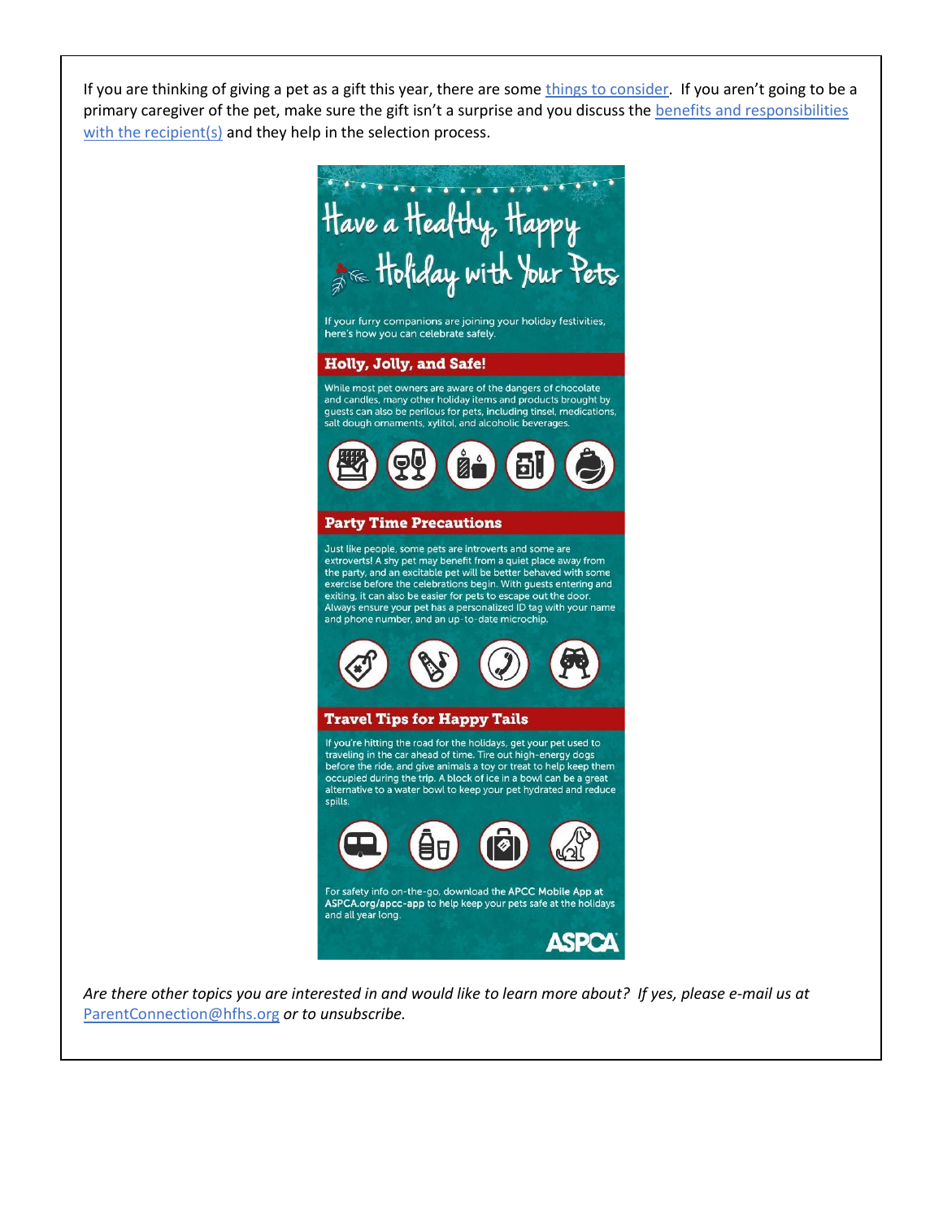If you are thinking of giving a pet as a gift this year, there are some things to consider. If you aren't going to be a primary caregiver of the pet, make sure the gift isn't a surprise and you discuss the benefits and responsibilities with the recipient(s) and they help in the selection process.

# Have a Healthy, Happy Holiday with Your Pets

If your furry companions are joining your holiday festivities, here's how you can celebrate safely.

## Holly, Jolly, and Safe!

While most pet owners are aware of the dangers of chocolate and candles, many other holiday items and products brought by guests can also be perilous for pets, including tinsel, medications, salt dough ornaments, xylitol, and alcoholic beverages.

## Party Time Precautions

Just like people, some pets are introverts and some are extroverts! A shy pet may benefit from a quiet place away from the party, and an excitable pet will be better behaved with some exercise before the celebrations begin. With guests entering and exiting, it can also be easier for pets to escape out the door. Always ensure your pet has a personalized ID tag with your name and phone number, and an up-to-date microchip.

## Travel Tips for Happy Tails

If you're hitting the road for the holidays, get your pet used to traveling in the car ahead of time. Tire out high-energy dogs before the ride, and give animals a toy or treat to help keep them occupied during the trip. A block of ice in a bowl can be a great alternative to a water bowl to keep your pet hydrated and reduce spills.

For safety info on-the-go, download the **APCC Mobile App** at **ASPCA.org/apcc-app** to help keep your pets safe at the holidays and all year long.

ASPCA

*Are there other topics you are interested in and would like to learn more about? If yes, please e-mail us at* ParentConnection@hfhs.org *or to unsubscribe.*